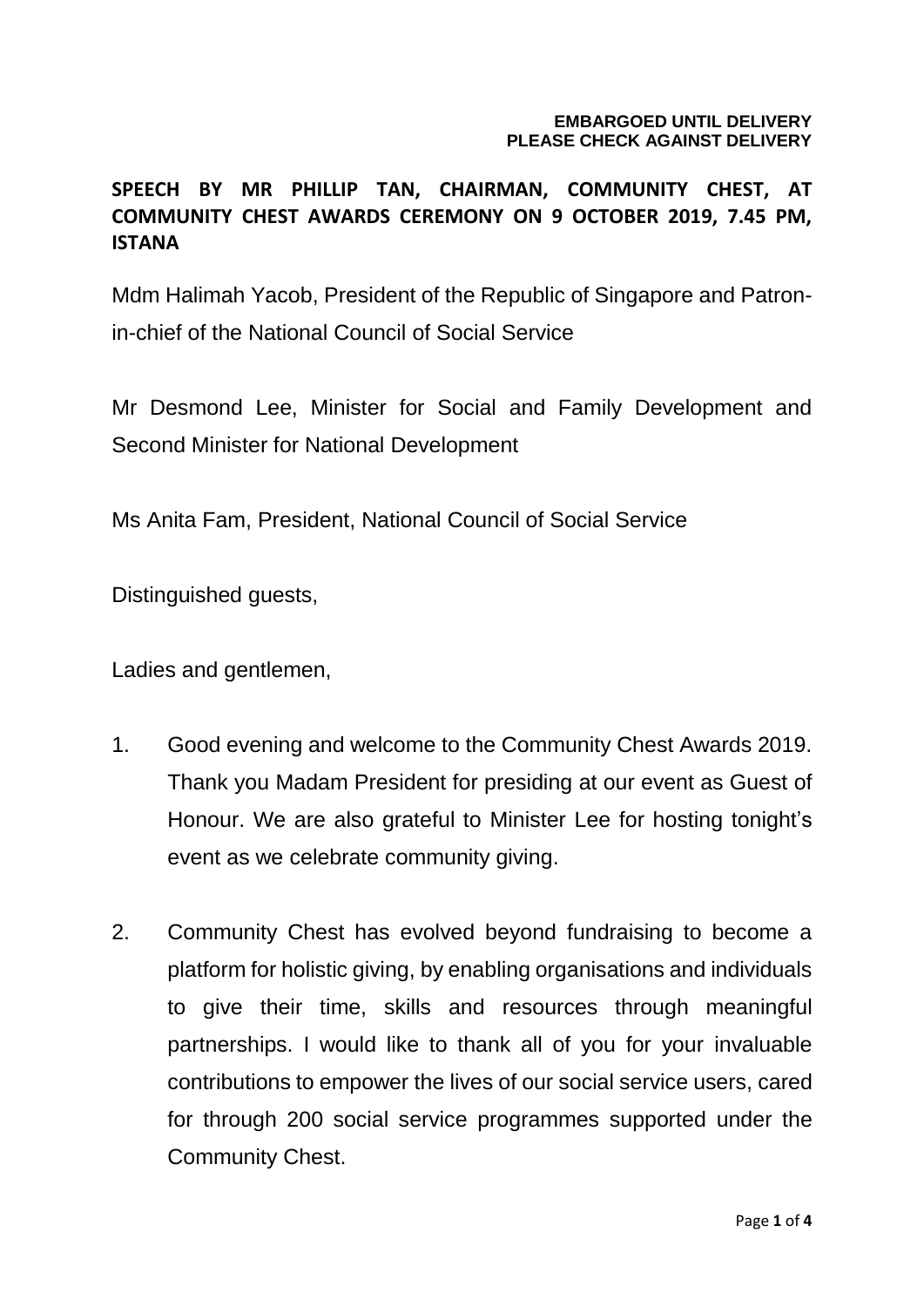**EMBARGOED UNTIL DELIVERY**
**PLEASE CHECK AGAINST DELIVERY**

**SPEECH BY MR PHILLIP TAN, CHAIRMAN, COMMUNITY CHEST, AT COMMUNITY CHEST AWARDS CEREMONY ON 9 OCTOBER 2019, 7.45 PM, ISTANA**

Mdm Halimah Yacob, President of the Republic of Singapore and Patron-in-chief of the National Council of Social Service

Mr Desmond Lee, Minister for Social and Family Development and Second Minister for National Development

Ms Anita Fam, President, National Council of Social Service

Distinguished guests,

Ladies and gentlemen,

1. Good evening and welcome to the Community Chest Awards 2019. Thank you Madam President for presiding at our event as Guest of Honour. We are also grateful to Minister Lee for hosting tonight's event as we celebrate community giving.

2. Community Chest has evolved beyond fundraising to become a platform for holistic giving, by enabling organisations and individuals to give their time, skills and resources through meaningful partnerships. I would like to thank all of you for your invaluable contributions to empower the lives of our social service users, cared for through 200 social service programmes supported under the Community Chest.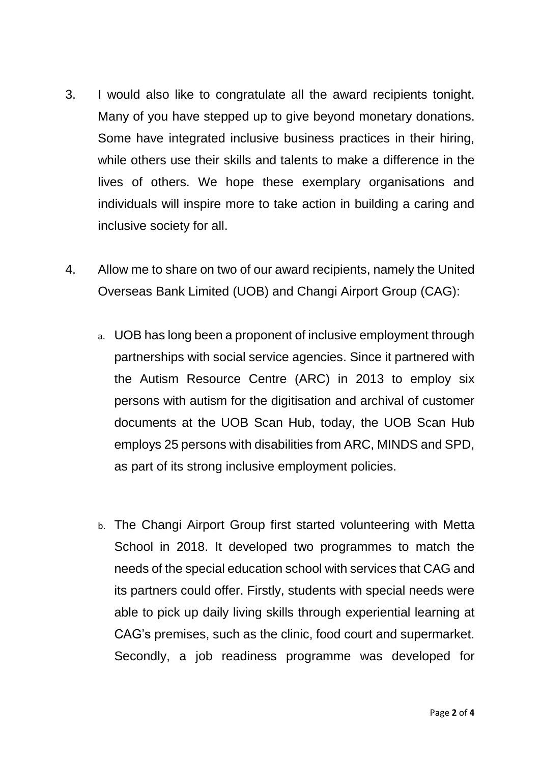3. I would also like to congratulate all the award recipients tonight. Many of you have stepped up to give beyond monetary donations. Some have integrated inclusive business practices in their hiring, while others use their skills and talents to make a difference in the lives of others. We hope these exemplary organisations and individuals will inspire more to take action in building a caring and inclusive society for all.

4. Allow me to share on two of our award recipients, namely the United Overseas Bank Limited (UOB) and Changi Airport Group (CAG):

   a. UOB has long been a proponent of inclusive employment through partnerships with social service agencies. Since it partnered with the Autism Resource Centre (ARC) in 2013 to employ six persons with autism for the digitisation and archival of customer documents at the UOB Scan Hub, today, the UOB Scan Hub employs 25 persons with disabilities from ARC, MINDS and SPD, as part of its strong inclusive employment policies.

   b. The Changi Airport Group first started volunteering with Metta School in 2018. It developed two programmes to match the needs of the special education school with services that CAG and its partners could offer. Firstly, students with special needs were able to pick up daily living skills through experiential learning at CAG's premises, such as the clinic, food court and supermarket. Secondly, a job readiness programme was developed for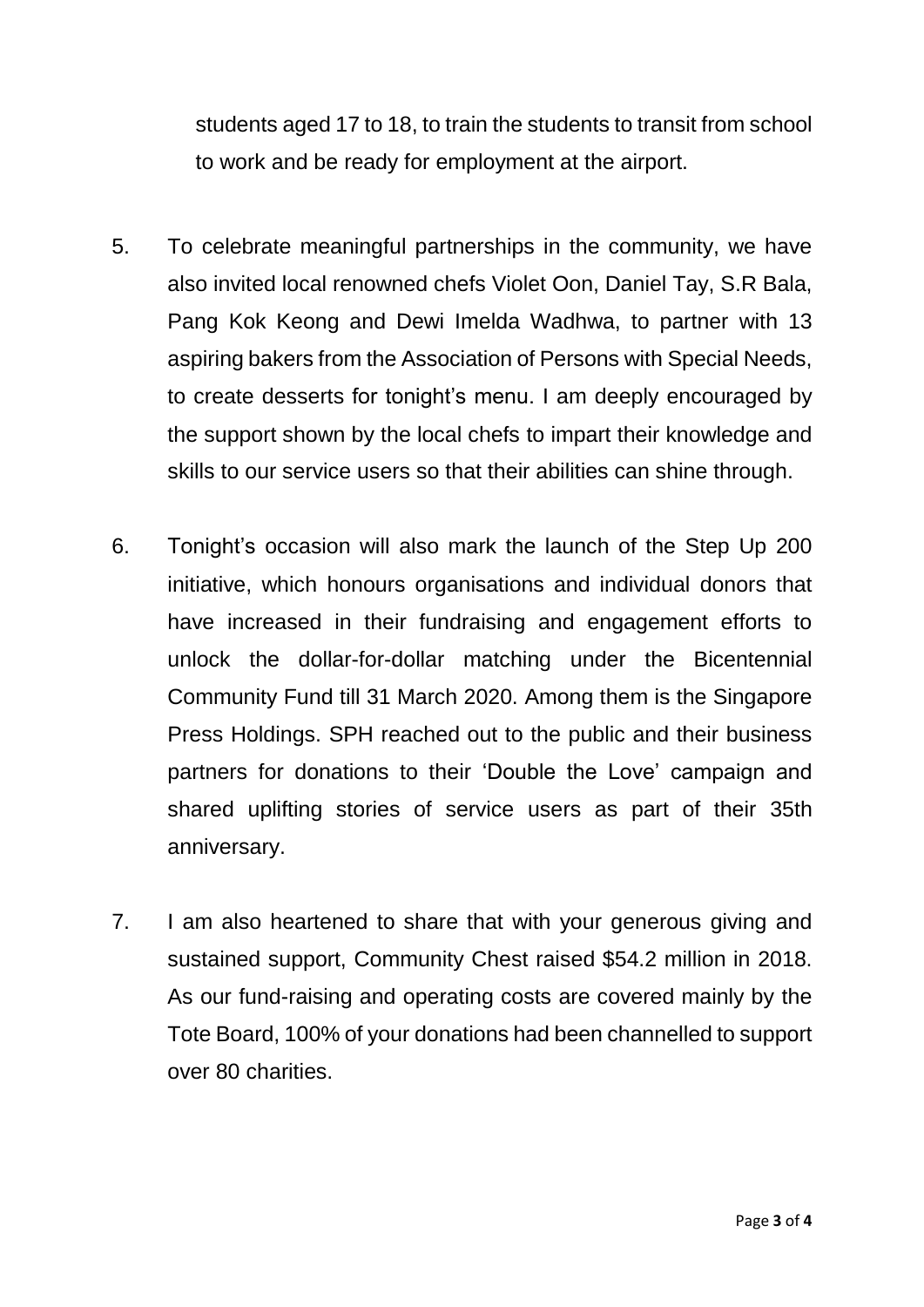students aged 17 to 18, to train the students to transit from school to work and be ready for employment at the airport.

5. To celebrate meaningful partnerships in the community, we have also invited local renowned chefs Violet Oon, Daniel Tay, S.R Bala, Pang Kok Keong and Dewi Imelda Wadhwa, to partner with 13 aspiring bakers from the Association of Persons with Special Needs, to create desserts for tonight's menu. I am deeply encouraged by the support shown by the local chefs to impart their knowledge and skills to our service users so that their abilities can shine through.

6. Tonight's occasion will also mark the launch of the Step Up 200 initiative, which honours organisations and individual donors that have increased in their fundraising and engagement efforts to unlock the dollar-for-dollar matching under the Bicentennial Community Fund till 31 March 2020. Among them is the Singapore Press Holdings. SPH reached out to the public and their business partners for donations to their 'Double the Love' campaign and shared uplifting stories of service users as part of their 35th anniversary.

7. I am also heartened to share that with your generous giving and sustained support, Community Chest raised $54.2 million in 2018. As our fund-raising and operating costs are covered mainly by the Tote Board, 100% of your donations had been channelled to support over 80 charities.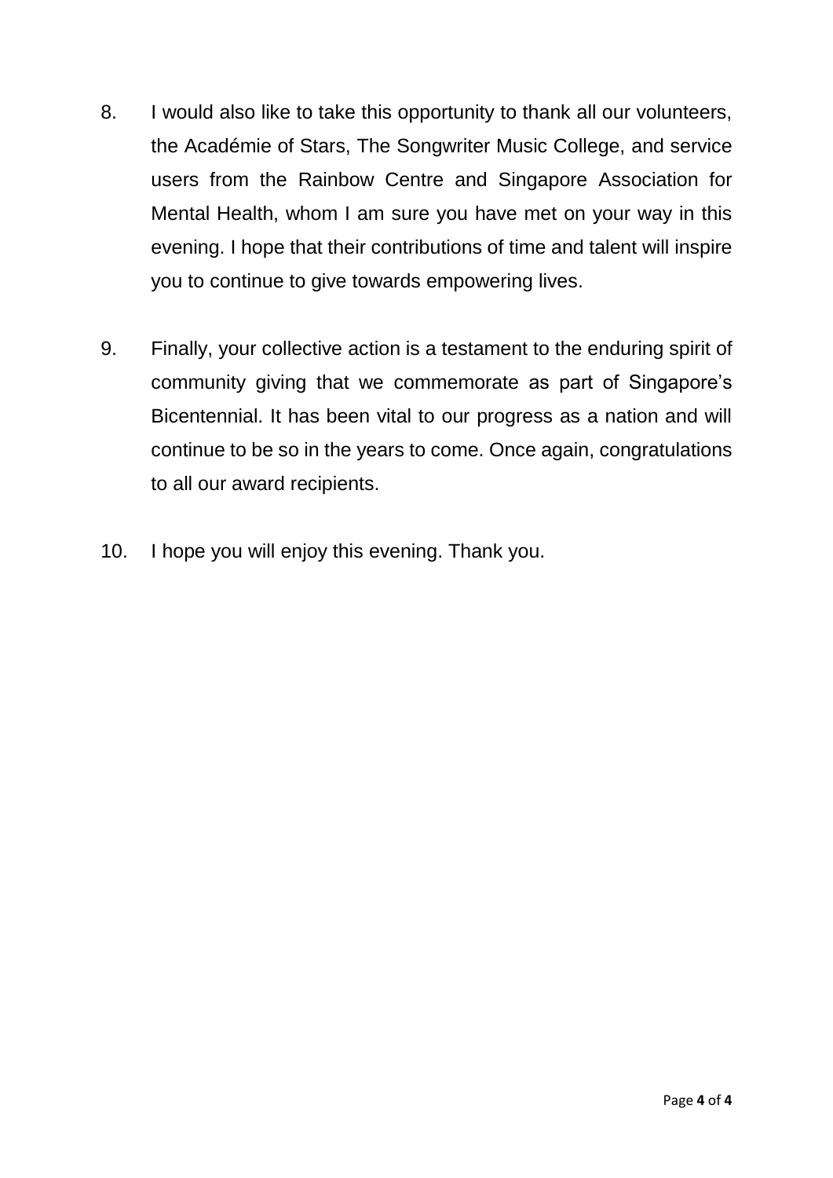8. I would also like to take this opportunity to thank all our volunteers, the Académie of Stars, The Songwriter Music College, and service users from the Rainbow Centre and Singapore Association for Mental Health, whom I am sure you have met on your way in this evening. I hope that their contributions of time and talent will inspire you to continue to give towards empowering lives.

9. Finally, your collective action is a testament to the enduring spirit of community giving that we commemorate as part of Singapore's Bicentennial. It has been vital to our progress as a nation and will continue to be so in the years to come. Once again, congratulations to all our award recipients.

10. I hope you will enjoy this evening. Thank you.